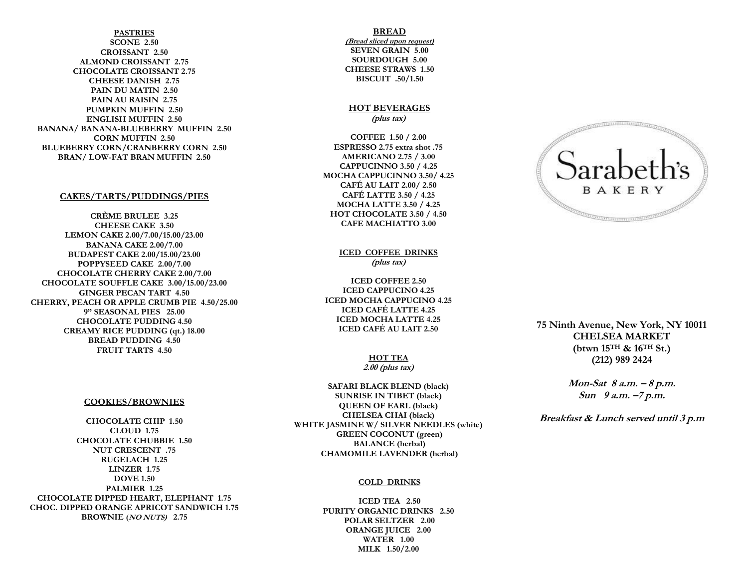## PASTRIES

**SCONE 2.50**
**CROISSANT 2.50**
**ALMOND CROISSANT 2.75**
**CHOCOLATE CROISSANT 2.75**
**CHEESE DANISH 2.75**
**PAIN DU MATIN 2.50**
**PAIN AU RAISIN 2.75**
**PUMPKIN MUFFIN 2.50**
**ENGLISH MUFFIN 2.50**
**BANANA/ BANANA-BLUEBERRY MUFFIN 2.50**
**CORN MUFFIN 2.50**
**BLUEBERRY CORN/CRANBERRY CORN 2.50**
**BRAN/ LOW-FAT BRAN MUFFIN 2.50**

## CAKES/TARTS/PUDDINGS/PIES

**CRÈME BRULEE 3.25**
**CHEESE CAKE 3.50**
**LEMON CAKE 2.00/7.00/15.00/23.00**
**BANANA CAKE 2.00/7.00**
**BUDAPEST CAKE 2.00/15.00/23.00**
**POPPYSEED CAKE 2.00/7.00**
**CHOCOLATE CHERRY CAKE 2.00/7.00**
**CHOCOLATE SOUFFLE CAKE 3.00/15.00/23.00**
**GINGER PECAN TART 4.50**
**CHERRY, PEACH OR APPLE CRUMB PIE 4.50/25.00**
**9" SEASONAL PIES 25.00**
**CHOCOLATE PUDDING 4.50**
**CREAMY RICE PUDDING (qt.) 18.00**
**BREAD PUDDING 4.50**
**FRUIT TARTS 4.50**

## COOKIES/BROWNIES

**CHOCOLATE CHIP 1.50**
**CLOUD 1.75**
**CHOCOLATE CHUBBIE 1.50**
**NUT CRESCENT .75**
**RUGELACH 1.25**
**LINZER 1.75**
**DOVE 1.50**
**PALMIER 1.25**
**CHOCOLATE DIPPED HEART, ELEPHANT 1.75**
**CHOC. DIPPED ORANGE APRICOT SANDWICH 1.75**
**BROWNIE (*NO NUTS*) 2.75**

## BREAD

***(Bread sliced upon request)***

**SEVEN GRAIN 5.00**
**SOURDOUGH 5.00**
**CHEESE STRAWS 1.50**
**BISCUIT .50/1.50**

## HOT BEVERAGES

***(plus tax)***

**COFFEE 1.50 / 2.00**
**ESPRESSO 2.75 extra shot .75**
**AMERICANO 2.75 / 3.00**
**CAPPUCINNO 3.50 / 4.25**
**MOCHA CAPPUCINNO 3.50/ 4.25**
**CAFÉ AU LAIT 2.00/ 2.50**
**CAFÉ LATTE 3.50 / 4.25**
**MOCHA LATTE 3.50 / 4.25**
**HOT CHOCOLATE 3.50 / 4.50**
**CAFE MACHIATTO 3.00**

## ICED COFFEE DRINKS

***(plus tax)***

**ICED COFFEE 2.50**
**ICED CAPPUCINO 4.25**
**ICED MOCHA CAPPUCINO 4.25**
**ICED CAFÉ LATTE 4.25**
**ICED MOCHA LATTE 4.25**
**ICED CAFÉ AU LAIT 2.50**

## HOT TEA

***2.00 (plus tax)***

**SAFARI BLACK BLEND (black)**
**SUNRISE IN TIBET (black)**
**QUEEN OF EARL (black)**
**CHELSEA CHAI (black)**
**WHITE JASMINE W/ SILVER NEEDLES (white)**
**GREEN COCONUT (green)**
**BALANCE (herbal)**
**CHAMOMILE LAVENDER (herbal)**

## COLD DRINKS

**ICED TEA 2.50**
**PURITY ORGANIC DRINKS 2.50**
**POLAR SELTZER 2.00**
**ORANGE JUICE 2.00**
**WATER 1.00**
**MILK 1.50/2.00**

# Sarabeth's BAKERY

**75 Ninth Avenue, New York, NY 10011**
**CHELSEA MARKET**
**(btwn 15TH & 16TH St.)**
**(212) 989 2424**

***Mon-Sat 8 a.m. – 8 p.m.***
***Sun 9 a.m. –7 p.m.***

***Breakfast & Lunch served until 3 p.m***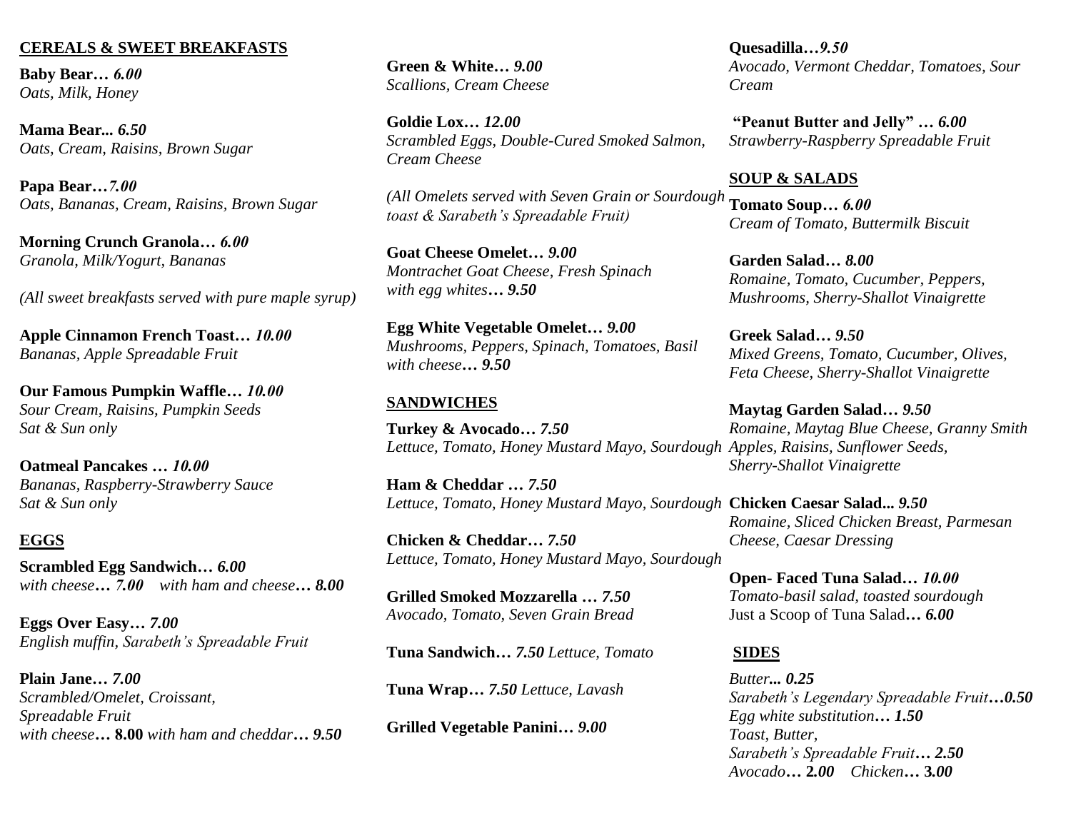## CEREALS & SWEET BREAKFASTS

**Baby Bear…** ***6.00***
*Oats, Milk, Honey*

**Mama Bear...** ***6.50***
*Oats, Cream, Raisins, Brown Sugar*

**Papa Bear…*7.00***
*Oats, Bananas, Cream, Raisins, Brown Sugar*

**Morning Crunch Granola…** ***6.00***
*Granola, Milk/Yogurt, Bananas*

*(All sweet breakfasts served with pure maple syrup)*

**Apple Cinnamon French Toast…** ***10.00***
*Bananas, Apple Spreadable Fruit*

**Our Famous Pumpkin Waffle…** ***10.00***
*Sour Cream, Raisins, Pumpkin Seeds*
*Sat & Sun only*

**Oatmeal Pancakes …** ***10.00***
*Bananas, Raspberry-Strawberry Sauce*
*Sat & Sun only*

## EGGS

**Scrambled Egg Sandwich…** ***6.00***
*with cheese…* ***7.00*** *with ham and cheese…* ***8.00***

**Eggs Over Easy…** ***7.00***
*English muffin, Sarabeth's Spreadable Fruit*

**Plain Jane…** ***7.00***
*Scrambled/Omelet, Croissant,*
*Spreadable Fruit*
*with cheese…* **8.00** *with ham and cheddar…* ***9.50***

**Green & White…** ***9.00***
*Scallions, Cream Cheese*

**Goldie Lox…** ***12.00***
*Scrambled Eggs, Double-Cured Smoked Salmon, Cream Cheese*

*(All Omelets served with Seven Grain or Sourdough toast & Sarabeth's Spreadable Fruit)*

**Goat Cheese Omelet…** ***9.00***
*Montrachet Goat Cheese, Fresh Spinach*
*with egg whites…* ***9.50***

**Egg White Vegetable Omelet…** ***9.00***
*Mushrooms, Peppers, Spinach, Tomatoes, Basil*
*with cheese…* ***9.50***

## SANDWICHES

**Turkey & Avocado…** ***7.50***
*Lettuce, Tomato, Honey Mustard Mayo, Sourdough*

**Ham & Cheddar …** ***7.50***
*Lettuce, Tomato, Honey Mustard Mayo, Sourdough*

**Chicken & Cheddar…** ***7.50***
*Lettuce, Tomato, Honey Mustard Mayo, Sourdough*

**Grilled Smoked Mozzarella …** ***7.50***
*Avocado, Tomato, Seven Grain Bread*

**Tuna Sandwich…** ***7.50*** *Lettuce, Tomato*

**Tuna Wrap…** ***7.50*** *Lettuce, Lavash*

**Grilled Vegetable Panini…** ***9.00***

**Quesadilla…*9.50***
*Avocado, Vermont Cheddar, Tomatoes, Sour Cream*

**"Peanut Butter and Jelly" …** ***6.00***
*Strawberry-Raspberry Spreadable Fruit*

## SOUP & SALADS

**Tomato Soup…** ***6.00***
*Cream of Tomato, Buttermilk Biscuit*

**Garden Salad…** ***8.00***
*Romaine, Tomato, Cucumber, Peppers, Mushrooms, Sherry-Shallot Vinaigrette*

**Greek Salad…** ***9.50***
*Mixed Greens, Tomato, Cucumber, Olives, Feta Cheese, Sherry-Shallot Vinaigrette*

**Maytag Garden Salad…** ***9.50***
*Romaine, Maytag Blue Cheese, Granny Smith Apples, Raisins, Sunflower Seeds, Sherry-Shallot Vinaigrette*

**Chicken Caesar Salad...** ***9.50***
*Romaine, Sliced Chicken Breast, Parmesan Cheese, Caesar Dressing*

**Open- Faced Tuna Salad…** ***10.00***
*Tomato-basil salad, toasted sourdough*
Just a Scoop of Tuna Salad***… 6.00***

## SIDES

*Butter...* ***0.25***
*Sarabeth's Legendary Spreadable Fruit…****0.50***
*Egg white substitution…* ***1.50***
*Toast, Butter,*
*Sarabeth's Spreadable Fruit…* ***2.50***
*Avocado…* **2.*00*** *Chicken…* **3.*00***